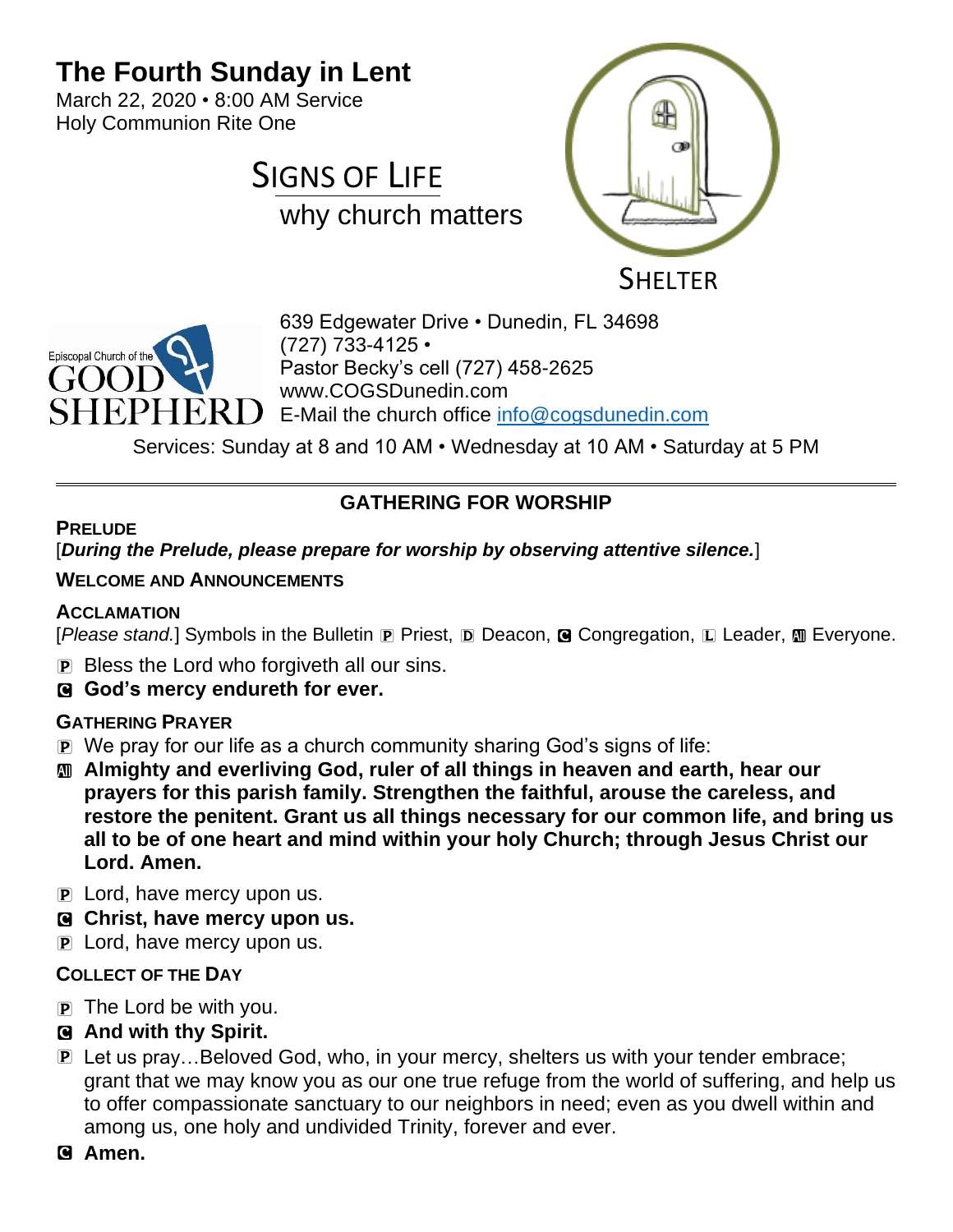# The Fourth Sunday in Lent

March 22, 2020 • 8:00 AM Service
Holy Communion Rite One

## SIGNS OF LIFE

why church matters

SHELTER

Episcopal Church of the GOOD SHEPHERD

639 Edgewater Drive • Dunedin, FL 34698
(727) 733-4125 •
Pastor Becky's cell (727) 458-2625
www.COGSDunedin.com
E-Mail the church office info@cogsdunedin.com

Services: Sunday at 8 and 10 AM • Wednesday at 10 AM • Saturday at 5 PM

---

## GATHERING FOR WORSHIP

**PRELUDE**

[***During the Prelude, please prepare for worship by observing attentive silence.***]

**WELCOME AND ANNOUNCEMENTS**

**ACCLAMATION**

[*Please stand.*] Symbols in the Bulletin P Priest, D Deacon, C Congregation, L Leader, All Everyone.

P Bless the Lord who forgiveth all our sins.

C **God's mercy endureth for ever.**

**GATHERING PRAYER**

P We pray for our life as a church community sharing God's signs of life:

All **Almighty and everliving God, ruler of all things in heaven and earth, hear our prayers for this parish family. Strengthen the faithful, arouse the careless, and restore the penitent. Grant us all things necessary for our common life, and bring us all to be of one heart and mind within your holy Church; through Jesus Christ our Lord. Amen.**

P Lord, have mercy upon us.

C **Christ, have mercy upon us.**

P Lord, have mercy upon us.

**COLLECT OF THE DAY**

P The Lord be with you.

C **And with thy Spirit.**

P Let us pray…Beloved God, who, in your mercy, shelters us with your tender embrace; grant that we may know you as our one true refuge from the world of suffering, and help us to offer compassionate sanctuary to our neighbors in need; even as you dwell within and among us, one holy and undivided Trinity, forever and ever.

C **Amen.**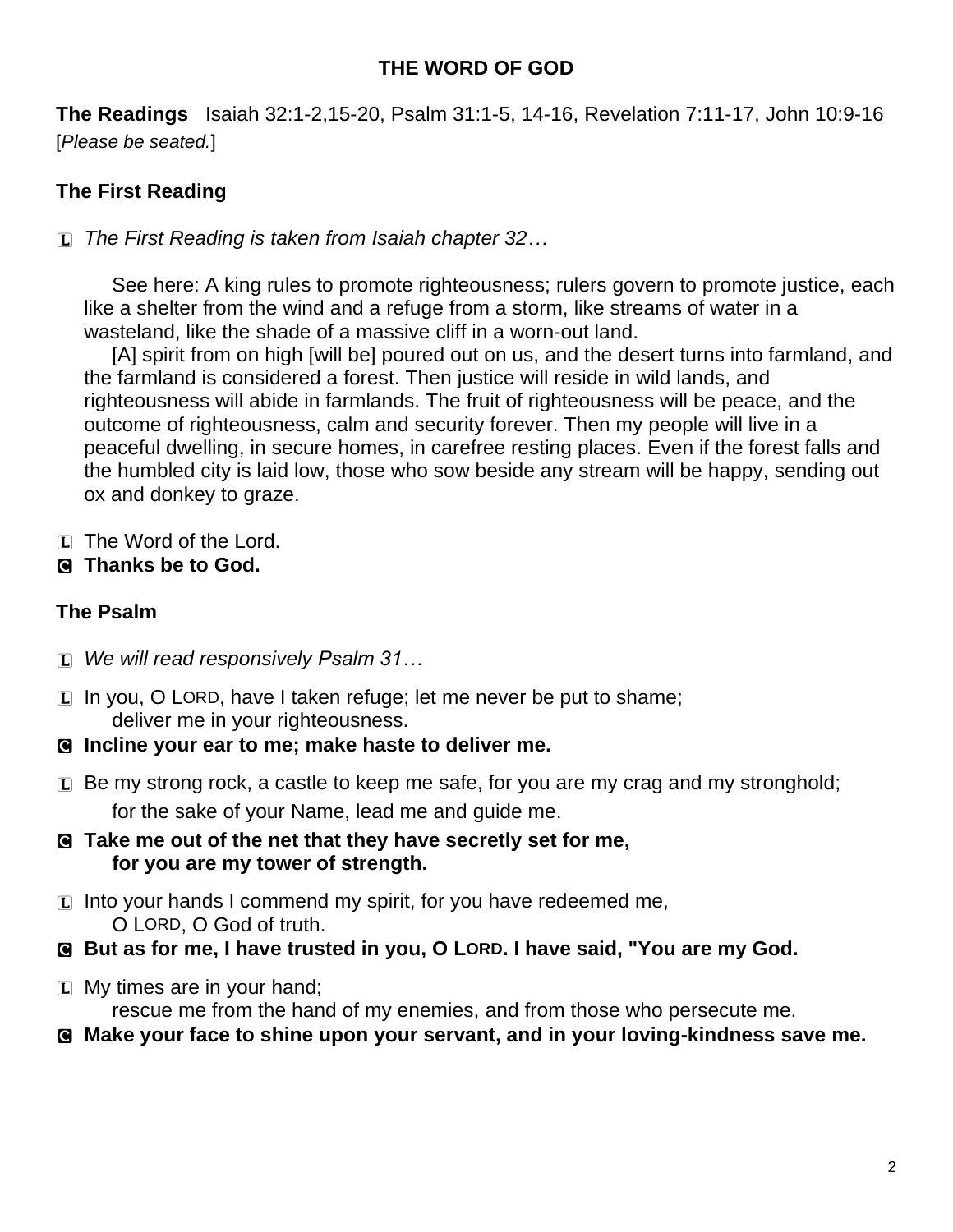**THE WORD OF GOD**

**The Readings** Isaiah 32:1-2,15-20, Psalm 31:1-5, 14-16, Revelation 7:11-17, John 10:9-16
[*Please be seated.*]

**The First Reading**

L *The First Reading is taken from Isaiah chapter 32…*

See here: A king rules to promote righteousness; rulers govern to promote justice, each like a shelter from the wind and a refuge from a storm, like streams of water in a wasteland, like the shade of a massive cliff in a worn-out land.

[A] spirit from on high [will be] poured out on us, and the desert turns into farmland, and the farmland is considered a forest. Then justice will reside in wild lands, and righteousness will abide in farmlands. The fruit of righteousness will be peace, and the outcome of righteousness, calm and security forever. Then my people will live in a peaceful dwelling, in secure homes, in carefree resting places. Even if the forest falls and the humbled city is laid low, those who sow beside any stream will be happy, sending out ox and donkey to graze.

L The Word of the Lord.
**C Thanks be to God.**

**The Psalm**

L *We will read responsively Psalm 31…*

L In you, O LORD, have I taken refuge; let me never be put to shame;
deliver me in your righteousness.
**C Incline your ear to me; make haste to deliver me.**

L Be my strong rock, a castle to keep me safe, for you are my crag and my stronghold;
for the sake of your Name, lead me and guide me.
**C Take me out of the net that they have secretly set for me,
for you are my tower of strength.**

L Into your hands I commend my spirit, for you have redeemed me,
O LORD, O God of truth.
**C But as for me, I have trusted in you, O LORD. I have said, "You are my God.**

L My times are in your hand;
rescue me from the hand of my enemies, and from those who persecute me.
**C Make your face to shine upon your servant, and in your loving-kindness save me.**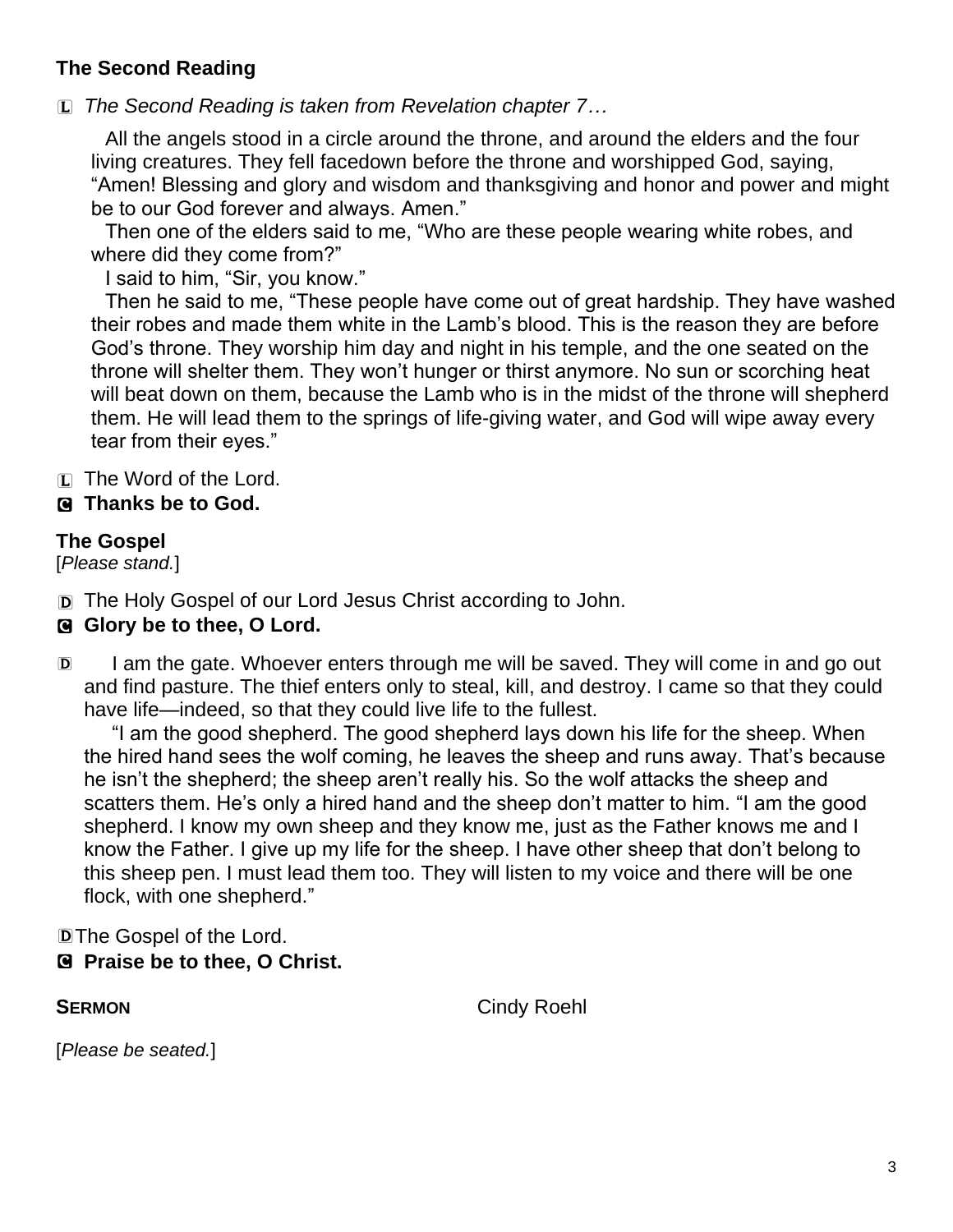**The Second Reading**

L *The Second Reading is taken from Revelation chapter 7…*

All the angels stood in a circle around the throne, and around the elders and the four living creatures. They fell facedown before the throne and worshipped God, saying, "Amen! Blessing and glory and wisdom and thanksgiving and honor and power and might be to our God forever and always. Amen."

Then one of the elders said to me, "Who are these people wearing white robes, and where did they come from?"

I said to him, "Sir, you know."

Then he said to me, "These people have come out of great hardship. They have washed their robes and made them white in the Lamb's blood. This is the reason they are before God's throne. They worship him day and night in his temple, and the one seated on the throne will shelter them. They won't hunger or thirst anymore. No sun or scorching heat will beat down on them, because the Lamb who is in the midst of the throne will shepherd them. He will lead them to the springs of life-giving water, and God will wipe away every tear from their eyes."

L The Word of the Lord.

C **Thanks be to God.**

**The Gospel**

[*Please stand.*]

D The Holy Gospel of our Lord Jesus Christ according to John.

C **Glory be to thee, O Lord.**

D I am the gate. Whoever enters through me will be saved. They will come in and go out and find pasture. The thief enters only to steal, kill, and destroy. I came so that they could have life—indeed, so that they could live life to the fullest.

"I am the good shepherd. The good shepherd lays down his life for the sheep. When the hired hand sees the wolf coming, he leaves the sheep and runs away. That's because he isn't the shepherd; the sheep aren't really his. So the wolf attacks the sheep and scatters them. He's only a hired hand and the sheep don't matter to him. "I am the good shepherd. I know my own sheep and they know me, just as the Father knows me and I know the Father. I give up my life for the sheep. I have other sheep that don't belong to this sheep pen. I must lead them too. They will listen to my voice and there will be one flock, with one shepherd."

D The Gospel of the Lord.

C **Praise be to thee, O Christ.**

**SERMON** Cindy Roehl

[*Please be seated.*]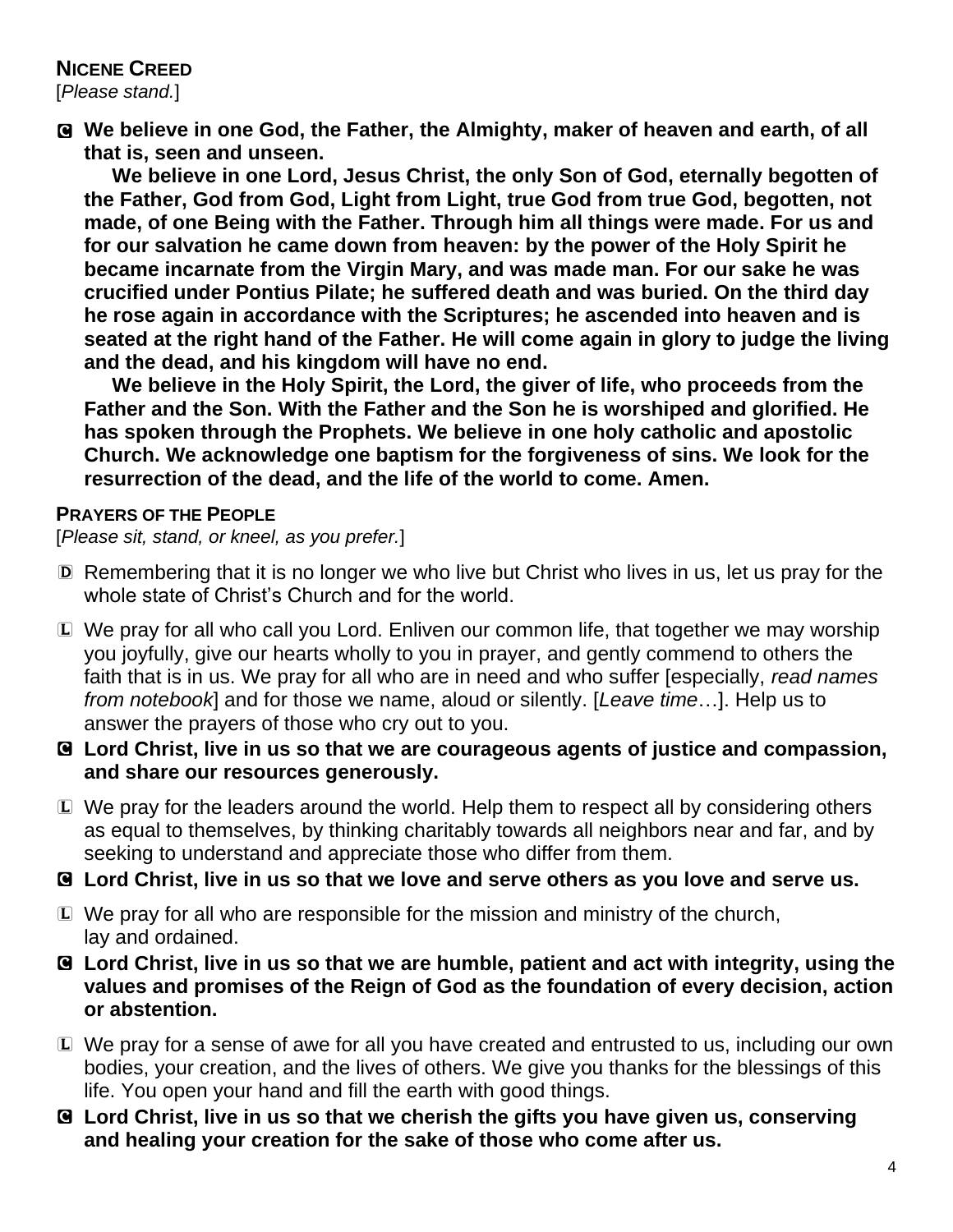**NICENE CREED**

[*Please stand.*]

C **We believe in one God, the Father, the Almighty, maker of heaven and earth, of all that is, seen and unseen.**

**We believe in one Lord, Jesus Christ, the only Son of God, eternally begotten of the Father, God from God, Light from Light, true God from true God, begotten, not made, of one Being with the Father. Through him all things were made. For us and for our salvation he came down from heaven: by the power of the Holy Spirit he became incarnate from the Virgin Mary, and was made man. For our sake he was crucified under Pontius Pilate; he suffered death and was buried. On the third day he rose again in accordance with the Scriptures; he ascended into heaven and is seated at the right hand of the Father. He will come again in glory to judge the living and the dead, and his kingdom will have no end.**

**We believe in the Holy Spirit, the Lord, the giver of life, who proceeds from the Father and the Son. With the Father and the Son he is worshiped and glorified. He has spoken through the Prophets. We believe in one holy catholic and apostolic Church. We acknowledge one baptism for the forgiveness of sins. We look for the resurrection of the dead, and the life of the world to come. Amen.**

**PRAYERS OF THE PEOPLE**

[*Please sit, stand, or kneel, as you prefer.*]

D Remembering that it is no longer we who live but Christ who lives in us, let us pray for the whole state of Christ's Church and for the world.

L We pray for all who call you Lord. Enliven our common life, that together we may worship you joyfully, give our hearts wholly to you in prayer, and gently commend to others the faith that is in us. We pray for all who are in need and who suffer [especially, *read names from notebook*] and for those we name, aloud or silently. [*Leave time*…]. Help us to answer the prayers of those who cry out to you.

C **Lord Christ, live in us so that we are courageous agents of justice and compassion, and share our resources generously.**

L We pray for the leaders around the world. Help them to respect all by considering others as equal to themselves, by thinking charitably towards all neighbors near and far, and by seeking to understand and appreciate those who differ from them.

C **Lord Christ, live in us so that we love and serve others as you love and serve us.**

L We pray for all who are responsible for the mission and ministry of the church, lay and ordained.

C **Lord Christ, live in us so that we are humble, patient and act with integrity, using the values and promises of the Reign of God as the foundation of every decision, action or abstention.**

L We pray for a sense of awe for all you have created and entrusted to us, including our own bodies, your creation, and the lives of others. We give you thanks for the blessings of this life. You open your hand and fill the earth with good things.

C **Lord Christ, live in us so that we cherish the gifts you have given us, conserving and healing your creation for the sake of those who come after us.**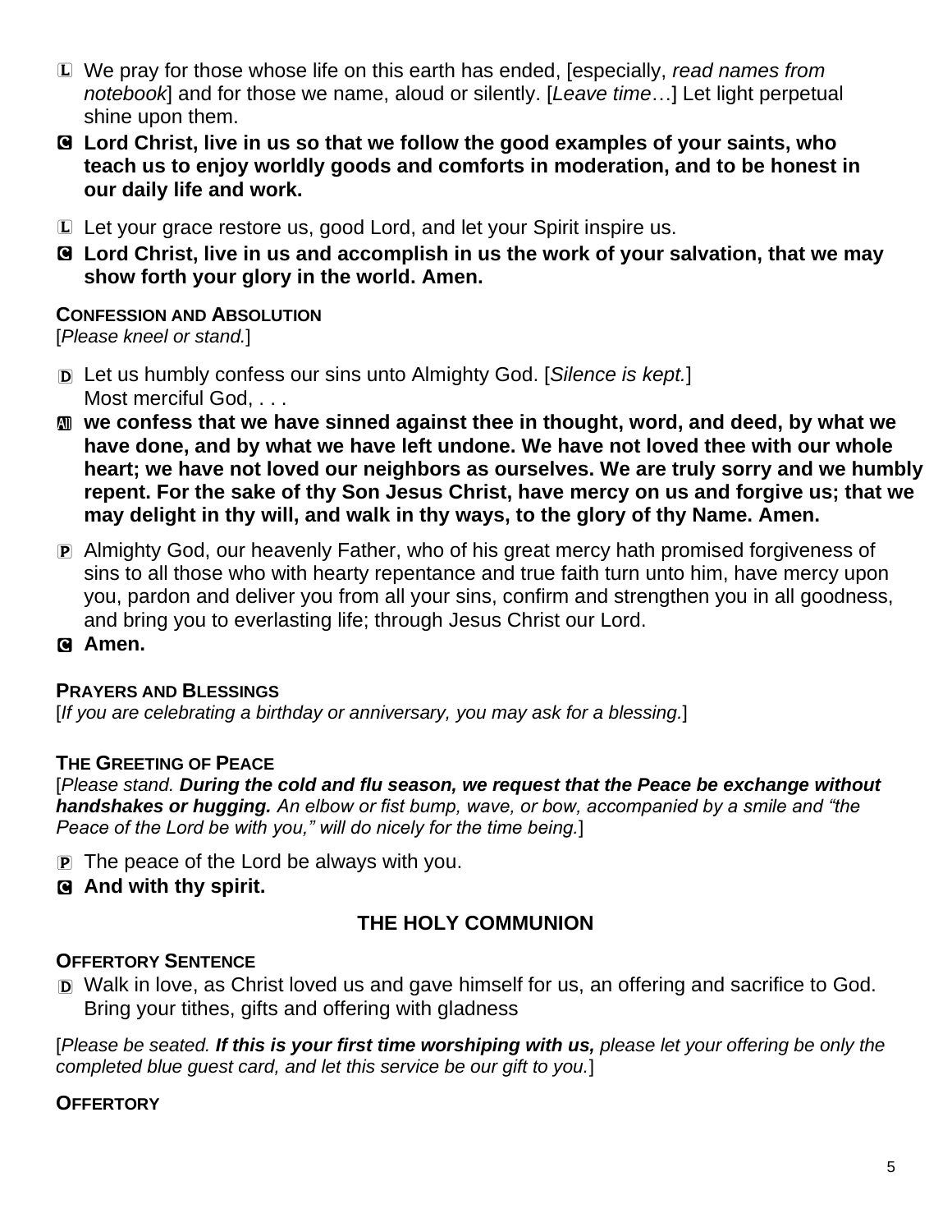L We pray for those whose life on this earth has ended, [especially, *read names from notebook*] and for those we name, aloud or silently. [*Leave time*…] Let light perpetual shine upon them.

C **Lord Christ, live in us so that we follow the good examples of your saints, who teach us to enjoy worldly goods and comforts in moderation, and to be honest in our daily life and work.**

L Let your grace restore us, good Lord, and let your Spirit inspire us.

C **Lord Christ, live in us and accomplish in us the work of your salvation, that we may show forth your glory in the world. Amen.**

**CONFESSION AND ABSOLUTION**

[*Please kneel or stand.*]

D Let us humbly confess our sins unto Almighty God. [*Silence is kept.*]
Most merciful God, . . .

All **we confess that we have sinned against thee in thought, word, and deed, by what we have done, and by what we have left undone. We have not loved thee with our whole heart; we have not loved our neighbors as ourselves. We are truly sorry and we humbly repent. For the sake of thy Son Jesus Christ, have mercy on us and forgive us; that we may delight in thy will, and walk in thy ways, to the glory of thy Name. Amen.**

P Almighty God, our heavenly Father, who of his great mercy hath promised forgiveness of sins to all those who with hearty repentance and true faith turn unto him, have mercy upon you, pardon and deliver you from all your sins, confirm and strengthen you in all goodness, and bring you to everlasting life; through Jesus Christ our Lord.

C **Amen.**

**PRAYERS AND BLESSINGS**

[*If you are celebrating a birthday or anniversary, you may ask for a blessing.*]

**THE GREETING OF PEACE**

[*Please stand.* ***During the cold and flu season, we request that the Peace be exchange without handshakes or hugging.*** *An elbow or fist bump, wave, or bow, accompanied by a smile and "the Peace of the Lord be with you," will do nicely for the time being.*]

P The peace of the Lord be always with you.

C **And with thy spirit.**

## THE HOLY COMMUNION

**OFFERTORY SENTENCE**

D Walk in love, as Christ loved us and gave himself for us, an offering and sacrifice to God. Bring your tithes, gifts and offering with gladness

[*Please be seated.* ***If this is your first time worshiping with us,*** *please let your offering be only the completed blue guest card, and let this service be our gift to you.*]

**OFFERTORY**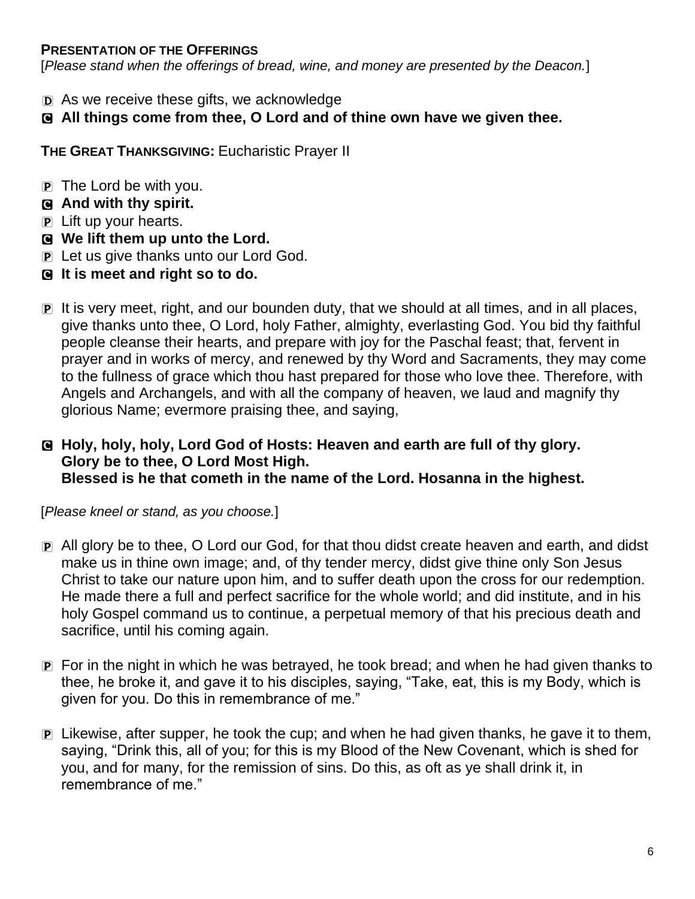**PRESENTATION OF THE OFFERINGS**

[*Please stand when the offerings of bread, wine, and money are presented by the Deacon.*]

D As we receive these gifts, we acknowledge

C **All things come from thee, O Lord and of thine own have we given thee.**

**THE GREAT THANKSGIVING:** Eucharistic Prayer II

P The Lord be with you.

C **And with thy spirit.**

P Lift up your hearts.

C **We lift them up unto the Lord.**

P Let us give thanks unto our Lord God.

C **It is meet and right so to do.**

P It is very meet, right, and our bounden duty, that we should at all times, and in all places, give thanks unto thee, O Lord, holy Father, almighty, everlasting God. You bid thy faithful people cleanse their hearts, and prepare with joy for the Paschal feast; that, fervent in prayer and in works of mercy, and renewed by thy Word and Sacraments, they may come to the fullness of grace which thou hast prepared for those who love thee. Therefore, with Angels and Archangels, and with all the company of heaven, we laud and magnify thy glorious Name; evermore praising thee, and saying,

C **Holy, holy, holy, Lord God of Hosts: Heaven and earth are full of thy glory.**
**Glory be to thee, O Lord Most High.**
**Blessed is he that cometh in the name of the Lord. Hosanna in the highest.**

[*Please kneel or stand, as you choose.*]

P All glory be to thee, O Lord our God, for that thou didst create heaven and earth, and didst make us in thine own image; and, of thy tender mercy, didst give thine only Son Jesus Christ to take our nature upon him, and to suffer death upon the cross for our redemption. He made there a full and perfect sacrifice for the whole world; and did institute, and in his holy Gospel command us to continue, a perpetual memory of that his precious death and sacrifice, until his coming again.

P For in the night in which he was betrayed, he took bread; and when he had given thanks to thee, he broke it, and gave it to his disciples, saying, "Take, eat, this is my Body, which is given for you. Do this in remembrance of me."

P Likewise, after supper, he took the cup; and when he had given thanks, he gave it to them, saying, "Drink this, all of you; for this is my Blood of the New Covenant, which is shed for you, and for many, for the remission of sins. Do this, as oft as ye shall drink it, in remembrance of me."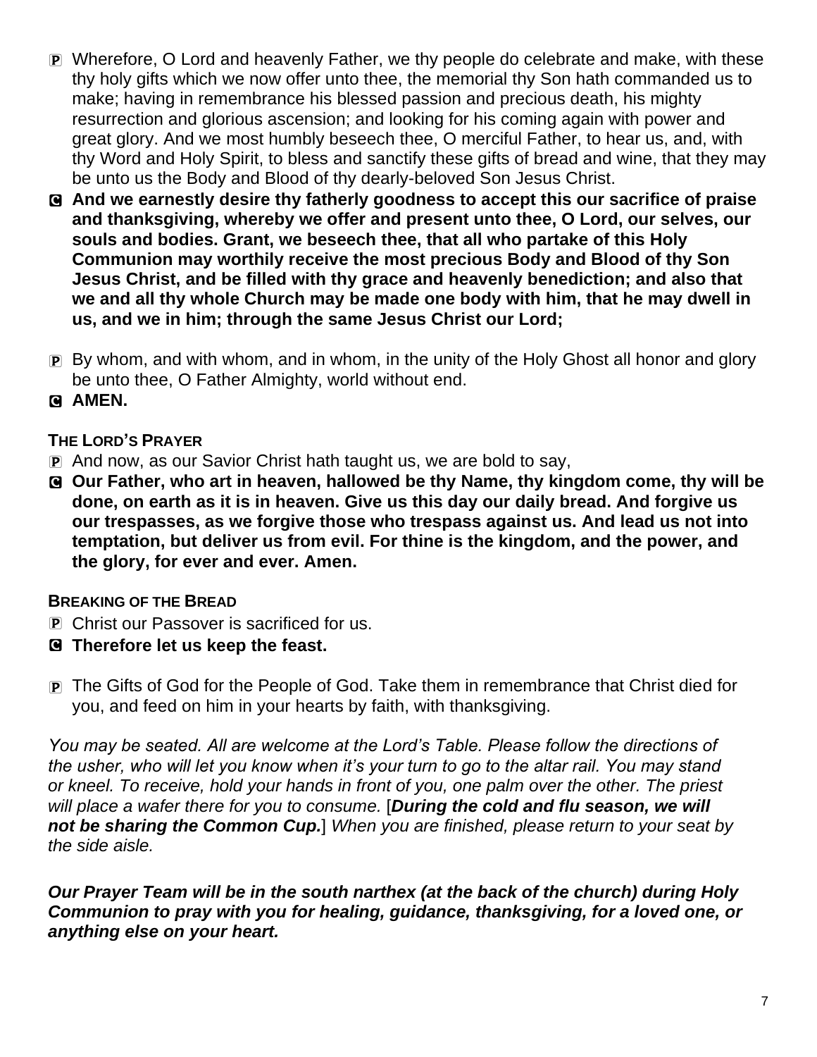P Wherefore, O Lord and heavenly Father, we thy people do celebrate and make, with these thy holy gifts which we now offer unto thee, the memorial thy Son hath commanded us to make; having in remembrance his blessed passion and precious death, his mighty resurrection and glorious ascension; and looking for his coming again with power and great glory. And we most humbly beseech thee, O merciful Father, to hear us, and, with thy Word and Holy Spirit, to bless and sanctify these gifts of bread and wine, that they may be unto us the Body and Blood of thy dearly-beloved Son Jesus Christ.

C **And we earnestly desire thy fatherly goodness to accept this our sacrifice of praise and thanksgiving, whereby we offer and present unto thee, O Lord, our selves, our souls and bodies. Grant, we beseech thee, that all who partake of this Holy Communion may worthily receive the most precious Body and Blood of thy Son Jesus Christ, and be filled with thy grace and heavenly benediction; and also that we and all thy whole Church may be made one body with him, that he may dwell in us, and we in him; through the same Jesus Christ our Lord;**

P By whom, and with whom, and in whom, in the unity of the Holy Ghost all honor and glory be unto thee, O Father Almighty, world without end.

C **AMEN.**

**THE LORD'S PRAYER**

P And now, as our Savior Christ hath taught us, we are bold to say,

C **Our Father, who art in heaven, hallowed be thy Name, thy kingdom come, thy will be done, on earth as it is in heaven. Give us this day our daily bread. And forgive us our trespasses, as we forgive those who trespass against us. And lead us not into temptation, but deliver us from evil. For thine is the kingdom, and the power, and the glory, for ever and ever. Amen.**

**BREAKING OF THE BREAD**

P Christ our Passover is sacrificed for us.

C **Therefore let us keep the feast.**

P The Gifts of God for the People of God. Take them in remembrance that Christ died for you, and feed on him in your hearts by faith, with thanksgiving.

*You may be seated. All are welcome at the Lord's Table. Please follow the directions of the usher, who will let you know when it's your turn to go to the altar rail. You may stand or kneel. To receive, hold your hands in front of you, one palm over the other. The priest will place a wafer there for you to consume.* [***During the cold and flu season, we will not be sharing the Common Cup.***] *When you are finished, please return to your seat by the side aisle.*

***Our Prayer Team will be in the south narthex (at the back of the church) during Holy Communion to pray with you for healing, guidance, thanksgiving, for a loved one, or anything else on your heart.***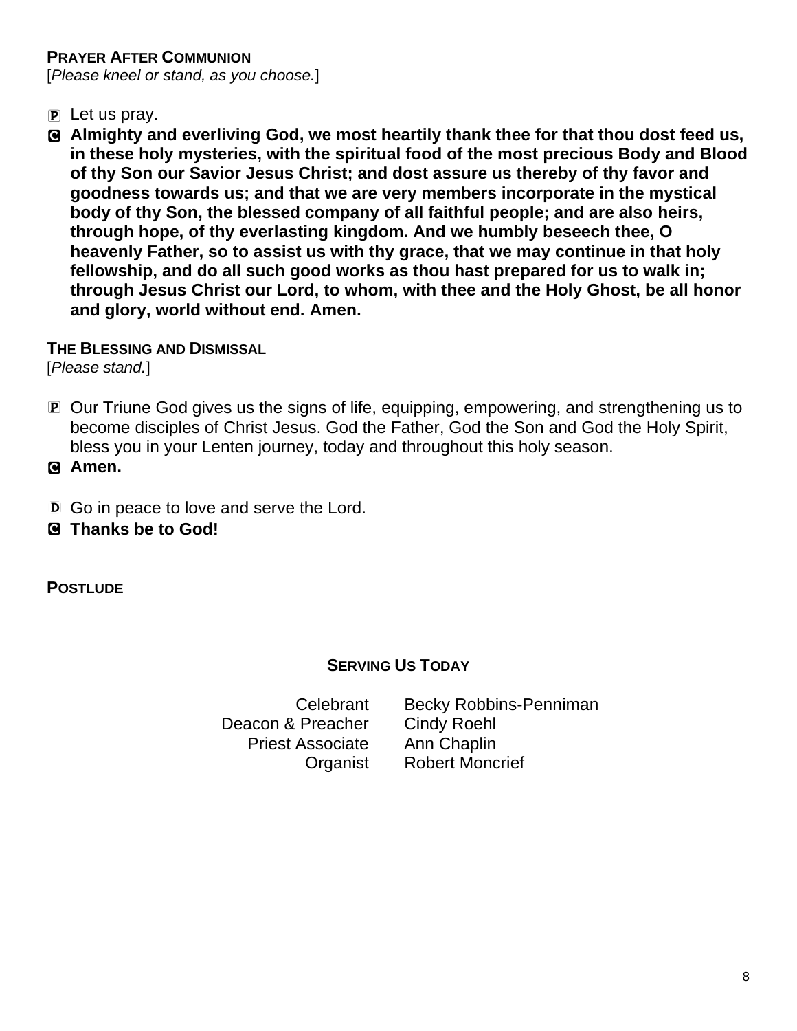**PRAYER AFTER COMMUNION**
[*Please kneel or stand, as you choose.*]

P Let us pray.

C **Almighty and everliving God, we most heartily thank thee for that thou dost feed us, in these holy mysteries, with the spiritual food of the most precious Body and Blood of thy Son our Savior Jesus Christ; and dost assure us thereby of thy favor and goodness towards us; and that we are very members incorporate in the mystical body of thy Son, the blessed company of all faithful people; and are also heirs, through hope, of thy everlasting kingdom. And we humbly beseech thee, O heavenly Father, so to assist us with thy grace, that we may continue in that holy fellowship, and do all such good works as thou hast prepared for us to walk in; through Jesus Christ our Lord, to whom, with thee and the Holy Ghost, be all honor and glory, world without end. Amen.**

**THE BLESSING AND DISMISSAL**
[*Please stand.*]

P Our Triune God gives us the signs of life, equipping, empowering, and strengthening us to become disciples of Christ Jesus. God the Father, God the Son and God the Holy Spirit, bless you in your Lenten journey, today and throughout this holy season.

C **Amen.**

D Go in peace to love and serve the Lord.

C **Thanks be to God!**

**POSTLUDE**

**SERVING US TODAY**

| | |
|---|---|
| Celebrant | Becky Robbins-Penniman |
| Deacon & Preacher | Cindy Roehl |
| Priest Associate | Ann Chaplin |
| Organist | Robert Moncrief |